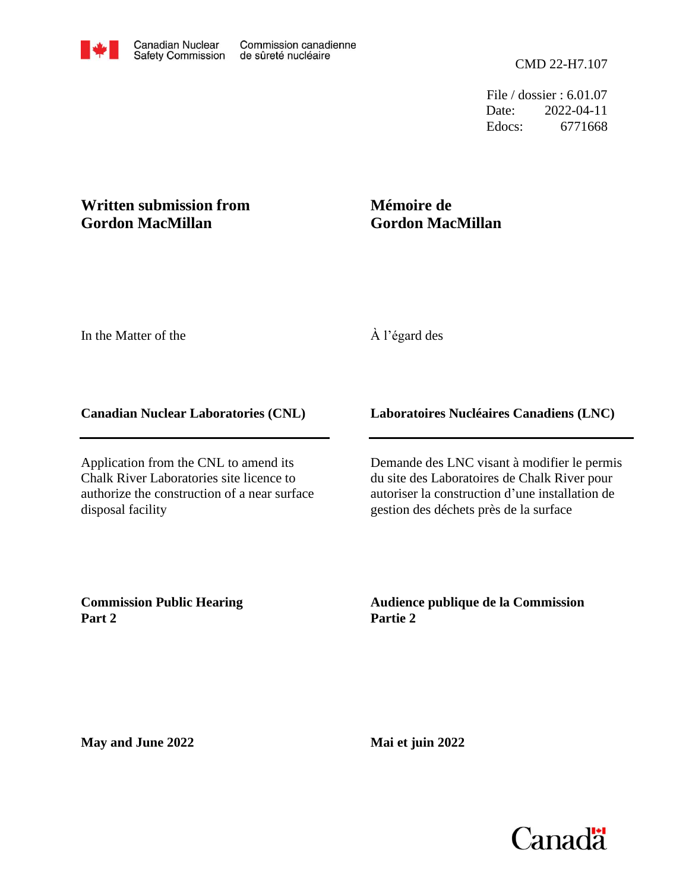Canadian Nuclear Safety Commission / Commission canadienne de sûreté nucléaire

CMD 22-H7.107

File / dossier : 6.01.07
Date: 2022-04-11
Edocs: 6771668

**Written submission from Gordon MacMillan**

**Mémoire de Gordon MacMillan**

In the Matter of the

À l'égard des

**Canadian Nuclear Laboratories (CNL)**

**Laboratoires Nucléaires Canadiens (LNC)**

Application from the CNL to amend its Chalk River Laboratories site licence to authorize the construction of a near surface disposal facility

Demande des LNC visant à modifier le permis du site des Laboratoires de Chalk River pour autoriser la construction d'une installation de gestion des déchets près de la surface

**Commission Public Hearing Part 2**

**Audience publique de la Commission Partie 2**

**May and June 2022**

**Mai et juin 2022**

Canada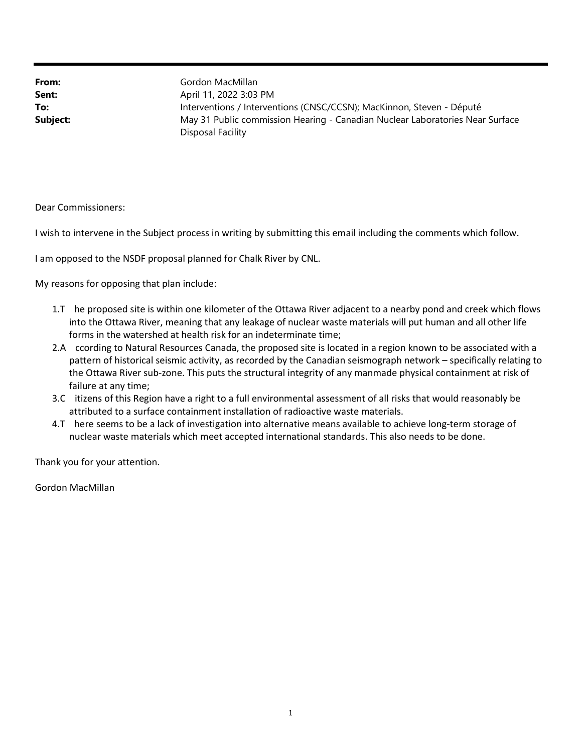**From:** Gordon MacMillan
**Sent:** April 11, 2022 3:03 PM
**To:** Interventions / Interventions (CNSC/CCSN); MacKinnon, Steven - Député
**Subject:** May 31 Public commission Hearing - Canadian Nuclear Laboratories Near Surface Disposal Facility

Dear Commissioners:

I wish to intervene in the Subject process in writing by submitting this email including the comments which follow.

I am opposed to the NSDF proposal planned for Chalk River by CNL.

My reasons for opposing that plan include:

1. The proposed site is within one kilometer of the Ottawa River adjacent to a nearby pond and creek which flows into the Ottawa River, meaning that any leakage of nuclear waste materials will put human and all other life forms in the watershed at health risk for an indeterminate time;
2. According to Natural Resources Canada, the proposed site is located in a region known to be associated with a pattern of historical seismic activity, as recorded by the Canadian seismograph network – specifically relating to the Ottawa River sub-zone. This puts the structural integrity of any manmade physical containment at risk of failure at any time;
3. Citizens of this Region have a right to a full environmental assessment of all risks that would reasonably be attributed to a surface containment installation of radioactive waste materials.
4. There seems to be a lack of investigation into alternative means available to achieve long-term storage of nuclear waste materials which meet accepted international standards. This also needs to be done.

Thank you for your attention.

Gordon MacMillan